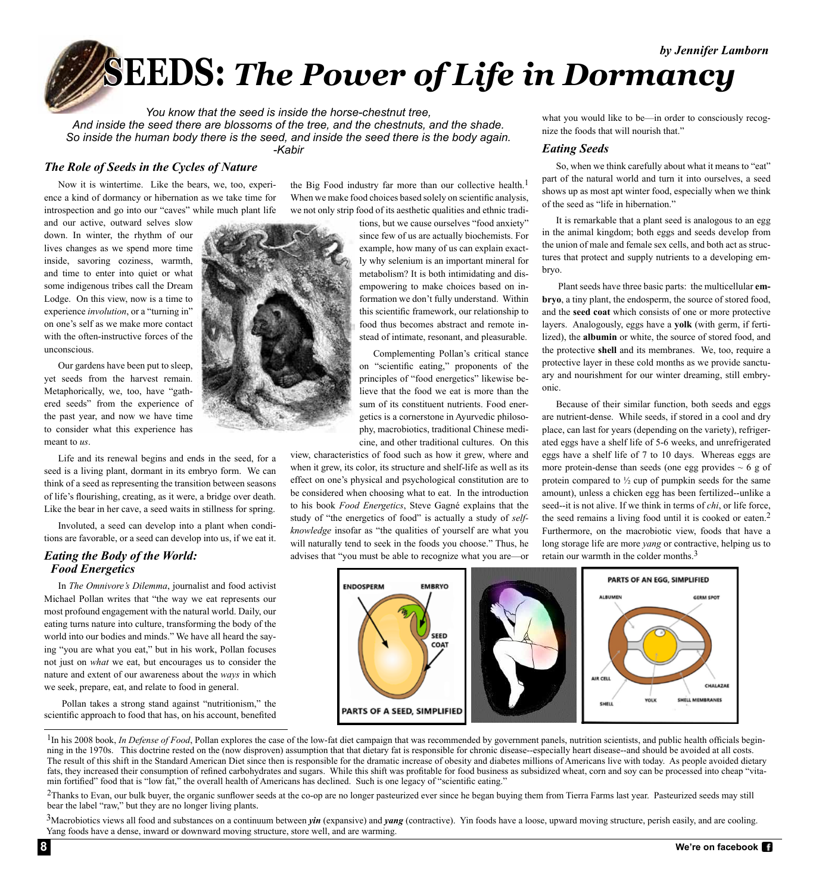*by Jennifer Lamborn*

# SEEDS: *The Power of Life in Dormancy*

*You know that the seed is inside the horse-chestnut tree,*
*And inside the seed there are blossoms of the tree, and the chestnuts, and the shade.*
*So inside the human body there is the seed, and inside the seed there is the body again.*
*-Kabir*

## *The Role of Seeds in the Cycles of Nature*

Now it is wintertime. Like the bears, we, too, experience a kind of dormancy or hibernation as we take time for introspection and go into our "caves" while much plant life and our active, outward selves slow down. In winter, the rhythm of our lives changes as we spend more time inside, savoring coziness, warmth, and time to enter into quiet or what some indigenous tribes call the Dream Lodge. On this view, now is a time to experience *involution*, or a "turning in" on one's self as we make more contact with the often-instructive forces of the unconscious.

Our gardens have been put to sleep, yet seeds from the harvest remain. Metaphorically, we, too, have "gathered seeds" from the experience of the past year, and now we have time to consider what this experience has meant to *us*.

Life and its renewal begins and ends in the seed, for a seed is a living plant, dormant in its embryo form. We can think of a seed as representing the transition between seasons of life's flourishing, creating, as it were, a bridge over death. Like the bear in her cave, a seed waits in stillness for spring.

Involuted, a seed can develop into a plant when conditions are favorable, or a seed can develop into us, if we eat it.

## *Eating the Body of the World: Food Energetics*

In *The Omnivore's Dilemma*, journalist and food activist Michael Pollan writes that "the way we eat represents our most profound engagement with the natural world. Daily, our eating turns nature into culture, transforming the body of the world into our bodies and minds." We have all heard the saying "you are what you eat," but in his work, Pollan focuses not just on *what* we eat, but encourages us to consider the nature and extent of our awareness about the *ways* in which we seek, prepare, eat, and relate to food in general.

Pollan takes a strong stand against "nutritionism," the scientific approach to food that has, on his account, benefited the Big Food industry far more than our collective health.[1] When we make food choices based solely on scientific analysis, we not only strip food of its aesthetic qualities and ethnic traditions, but we cause ourselves "food anxiety" since few of us are actually biochemists. For example, how many of us can explain exactly why selenium is an important mineral for metabolism? It is both intimidating and disempowering to make choices based on information we don't fully understand. Within this scientific framework, our relationship to food thus becomes abstract and remote instead of intimate, resonant, and pleasurable.

Complementing Pollan's critical stance on "scientific eating," proponents of the principles of "food energetics" likewise believe that the food we eat is more than the sum of its constituent nutrients. Food energetics is a cornerstone in Ayurvedic philosophy, macrobiotics, traditional Chinese medicine, and other traditional cultures. On this view, characteristics of food such as how it grew, where and when it grew, its color, its structure and shelf-life as well as its effect on one's physical and psychological constitution are to be considered when choosing what to eat. In the introduction to his book *Food Energetics*, Steve Gagné explains that the study of "the energetics of food" is actually a study of *self-knowledge* insofar as "the qualities of yourself are what you will naturally tend to seek in the foods you choose." Thus, he advises that "you must be able to recognize what you are—or what you would like to be—in order to consciously recognize the foods that will nourish that."

## *Eating Seeds*

So, when we think carefully about what it means to "eat" part of the natural world and turn it into ourselves, a seed shows up as most apt winter food, especially when we think of the seed as "life in hibernation."

It is remarkable that a plant seed is analogous to an egg in the animal kingdom; both eggs and seeds develop from the union of male and female sex cells, and both act as structures that protect and supply nutrients to a developing embryo.

Plant seeds have three basic parts: the multicellular **embryo**, a tiny plant, the endosperm, the source of stored food, and the **seed coat** which consists of one or more protective layers. Analogously, eggs have a **yolk** (with germ, if fertilized), the **albumin** or white, the source of stored food, and the protective **shell** and its membranes. We, too, require a protective layer in these cold months as we provide sanctuary and nourishment for our winter dreaming, still embryonic.

Because of their similar function, both seeds and eggs are nutrient-dense. While seeds, if stored in a cool and dry place, can last for years (depending on the variety), refrigerated eggs have a shelf life of 5-6 weeks, and unrefrigerated eggs have a shelf life of 7 to 10 days. Whereas eggs are more protein-dense than seeds (one egg provides ~ 6 g of protein compared to ½ cup of pumpkin seeds for the same amount), unless a chicken egg has been fertilized--unlike a seed--it is not alive. If we think in terms of *chi*, or life force, the seed remains a living food until it is cooked or eaten.[2] Furthermore, on the macrobiotic view, foods that have a long storage life are more *yang* or contractive, helping us to retain our warmth in the colder months.[3]

PARTS OF A SEED, SIMPLIFIED — ENDOSPERM, EMBRYO, SEED COAT

PARTS OF AN EGG, SIMPLIFIED — ALBUMEN, GERM SPOT, AIR CELL, CHALAZAE, SHELL, YOLK, SHELL MEMBRANES

---

[1] In his 2008 book, *In Defense of Food*, Pollan explores the case of the low-fat diet campaign that was recommended by government panels, nutrition scientists, and public health officials beginning in the 1970s. This doctrine rested on the (now disproven) assumption that that dietary fat is responsible for chronic disease--especially heart disease--and should be avoided at all costs. The result of this shift in the Standard American Diet since then is responsible for the dramatic increase of obesity and diabetes millions of Americans live with today. As people avoided dietary fats, they increased their consumption of refined carbohydrates and sugars. While this shift was profitable for food business as subsidized wheat, corn and soy can be processed into cheap "vitamin fortified" food that is "low fat," the overall health of Americans has declined. Such is one legacy of "scientific eating."

[2] Thanks to Evan, our bulk buyer, the organic sunflower seeds at the co-op are no longer pasteurized ever since he began buying them from Tierra Farms last year. Pasteurized seeds may still bear the label "raw," but they are no longer living plants.

[3] Macrobiotics views all food and substances on a continuum between ***yin*** (expansive) and ***yang*** (contractive). Yin foods have a loose, upward moving structure, perish easily, and are cooling. Yang foods have a dense, inward or downward moving structure, store well, and are warming.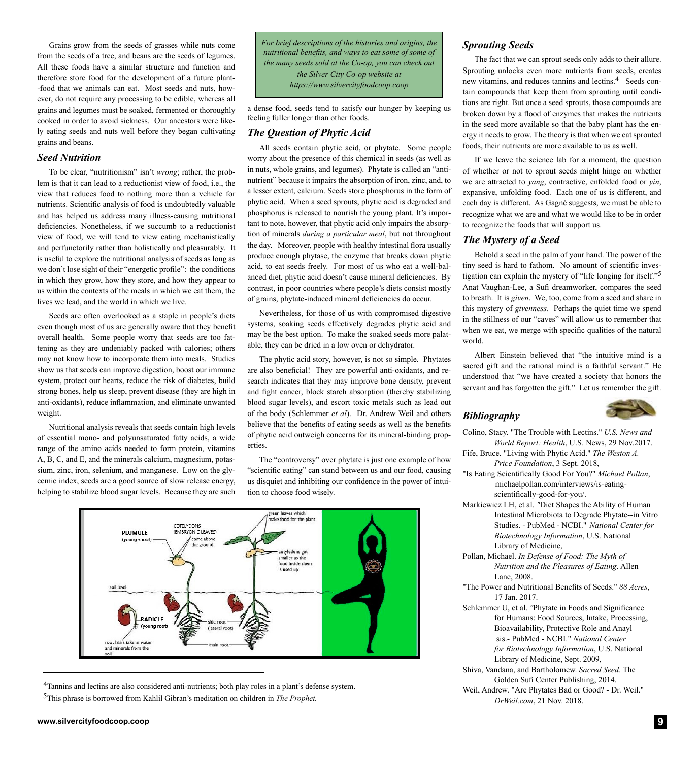Grains grow from the seeds of grasses while nuts come from the seeds of a tree, and beans are the seeds of legumes. All these foods have a similar structure and function and therefore store food for the development of a future plant--food that we animals can eat. Most seeds and nuts, however, do not require any processing to be edible, whereas all grains and legumes must be soaked, fermented or thoroughly cooked in order to avoid sickness. Our ancestors were likely eating seeds and nuts well before they began cultivating grains and beans.

## *Seed Nutrition*

To be clear, "nutritionism" isn't *wrong*; rather, the problem is that it can lead to a reductionist view of food, i.e., the view that reduces food to nothing more than a vehicle for nutrients. Scientific analysis of food is undoubtedly valuable and has helped us address many illness-causing nutritional deficiencies. Nonetheless, if we succumb to a reductionist view of food, we will tend to view eating mechanistically and perfunctorily rather than holistically and pleasurably. It is useful to explore the nutritional analysis of seeds as long as we don't lose sight of their "energetic profile": the conditions in which they grow, how they store, and how they appear to us within the contexts of the meals in which we eat them, the lives we lead, and the world in which we live.

Seeds are often overlooked as a staple in people's diets even though most of us are generally aware that they benefit overall health. Some people worry that seeds are too fattening as they are undeniably packed with calories; others may not know how to incorporate them into meals. Studies show us that seeds can improve digestion, boost our immune system, protect our hearts, reduce the risk of diabetes, build strong bones, help us sleep, prevent disease (they are high in anti-oxidants), reduce inflammation, and eliminate unwanted weight.

Nutritional analysis reveals that seeds contain high levels of essential mono- and polyunsaturated fatty acids, a wide range of the amino acids needed to form protein, vitamins A, B, C, and E, and the minerals calcium, magnesium, potassium, zinc, iron, selenium, and manganese. Low on the glycemic index, seeds are a good source of slow release energy, helping to stabilize blood sugar levels. Because they are such a dense food, seeds tend to satisfy our hunger by keeping us feeling fuller longer than other foods.

> *For brief descriptions of the histories and origins, the nutritional benefits, and ways to eat some of some of the many seeds sold at the Co-op, you can check out the Silver City Co-op website at https://www.silvercityfoodcoop.coop*

## *The Question of Phytic Acid*

All seeds contain phytic acid, or phytate. Some people worry about the presence of this chemical in seeds (as well as in nuts, whole grains, and legumes). Phytate is called an "anti-nutrient" because it impairs the absorption of iron, zinc, and, to a lesser extent, calcium. Seeds store phosphorus in the form of phytic acid. When a seed sprouts, phytic acid is degraded and phosphorus is released to nourish the young plant. It's important to note, however, that phytic acid only impairs the absorption of minerals *during a particular meal*, but not throughout the day. Moreover, people with healthy intestinal flora usually produce enough phytase, the enzyme that breaks down phytic acid, to eat seeds freely. For most of us who eat a well-balanced diet, phytic acid doesn't cause mineral deficiencies. By contrast, in poor countries where people's diets consist mostly of grains, phytate-induced mineral deficiencies do occur.

Nevertheless, for those of us with compromised digestive systems, soaking seeds effectively degrades phytic acid and may be the best option. To make the soaked seeds more palatable, they can be dried in a low oven or dehydrator.

The phytic acid story, however, is not so simple. Phytates are also beneficial! They are powerful anti-oxidants, and research indicates that they may improve bone density, prevent and fight cancer, block starch absorption (thereby stabilizing blood sugar levels), and escort toxic metals such as lead out of the body (Schlemmer *et al*). Dr. Andrew Weil and others believe that the benefits of eating seeds as well as the benefits of phytic acid outweigh concerns for its mineral-binding properties.

The "controversy" over phytate is just one example of how "scientific eating" can stand between us and our food, causing us disquiet and inhibiting our confidence in the power of intuition to choose food wisely.

PLUMULE (young shoot)
COTELYDONS (EMBRYONIC LEAVES) come above the ground
green leaves which make food for the plant
cotyledons get smaller as the food inside them is used up
soil level
RADICLE (young root)
side root (lateral root)
root hairs take in water and minerals from the soil
main root

## *Sprouting Seeds*

The fact that we can sprout seeds only adds to their allure. Sprouting unlocks even more nutrients from seeds, creates new vitamins, and reduces tannins and lectins.[4] Seeds contain compounds that keep them from sprouting until conditions are right. But once a seed sprouts, those compounds are broken down by a flood of enzymes that makes the nutrients in the seed more available so that the baby plant has the energy it needs to grow. The theory is that when we eat sprouted foods, their nutrients are more available to us as well.

If we leave the science lab for a moment, the question of whether or not to sprout seeds might hinge on whether we are attracted to *yang*, contractive, enfolded food or *yin*, expansive, unfolding food. Each one of us is different, and each day is different. As Gagné suggests, we must be able to recognize what we are and what we would like to be in order to recognize the foods that will support us.

## *The Mystery of a Seed*

Behold a seed in the palm of your hand. The power of the tiny seed is hard to fathom. No amount of scientific investigation can explain the mystery of "life longing for itself."[5] Anat Vaughan-Lee, a Sufi dreamworker, compares the seed to breath. It is *given*. We, too, come from a seed and share in this mystery of *givenness*. Perhaps the quiet time we spend in the stillness of our "caves" will allow us to remember that when we eat, we merge with specific qualities of the natural world.

Albert Einstein believed that "the intuitive mind is a sacred gift and the rational mind is a faithful servant." He understood that "we have created a society that honors the servant and has forgotten the gift." Let us remember the gift.

## *Bibliography*

Colino, Stacy. "The Trouble with Lectins." *U.S. News and World Report: Health*, U.S. News, 29 Nov.2017.

Fife, Bruce. "Living with Phytic Acid." *The Weston A. Price Foundation*, 3 Sept. 2018,

"Is Eating Scientifically Good For You?" *Michael Pollan*, michaelpollan.com/interviews/is-eating-scientifically-good-for-you/.

Markiewicz LH, et al. "Diet Shapes the Ability of Human Intestinal Microbiota to Degrade Phytate--in Vitro Studies. - PubMed - NCBI." *National Center for Biotechnology Information*, U.S. National Library of Medicine,

Pollan, Michael. *In Defense of Food: The Myth of Nutrition and the Pleasures of Eating*. Allen Lane, 2008.

"The Power and Nutritional Benefits of Seeds." *88 Acres*, 17 Jan. 2017.

Schlemmer U, et al. "Phytate in Foods and Significance for Humans: Food Sources, Intake, Processing, Bioavailability, Protective Role and Analysis.- PubMed - NCBI." *National Center for Biotechnology Information*, U.S. National Library of Medicine, Sept. 2009,

Shiva, Vandana, and Bartholomew. *Sacred Seed*. The Golden Sufi Center Publishing, 2014.

Weil, Andrew. "Are Phytates Bad or Good? - Dr. Weil." *DrWeil.com*, 21 Nov. 2018.

---

[4] Tannins and lectins are also considered anti-nutrients; both play roles in a plant's defense system.

[5] This phrase is borrowed from Kahlil Gibran's meditation on children in *The Prophet.*